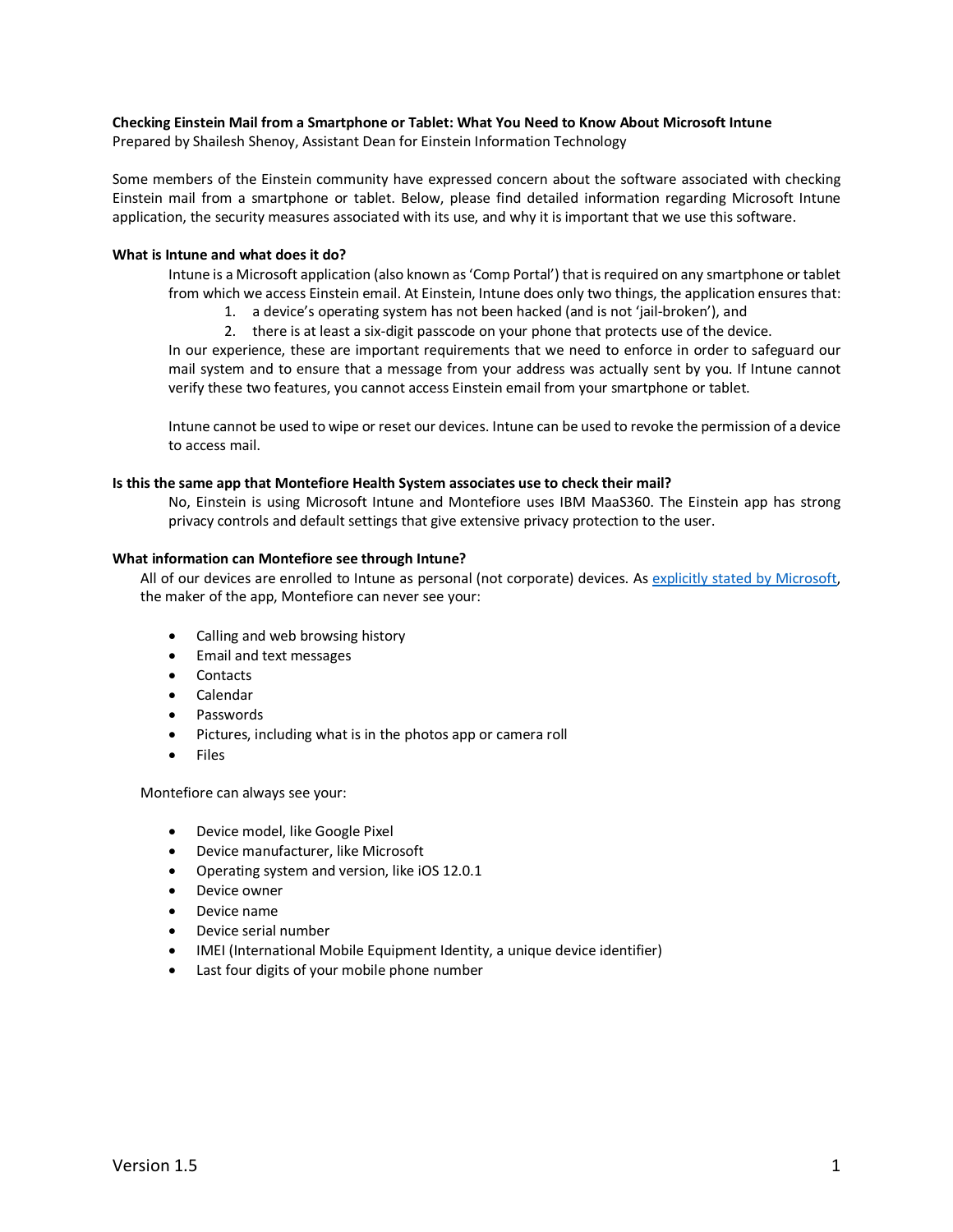**Checking Einstein Mail from a Smartphone or Tablet: What You Need to Know About Microsoft Intune**
Prepared by Shailesh Shenoy, Assistant Dean for Einstein Information Technology

Some members of the Einstein community have expressed concern about the software associated with checking Einstein mail from a smartphone or tablet. Below, please find detailed information regarding Microsoft Intune application, the security measures associated with its use, and why it is important that we use this software.

**What is Intune and what does it do?**

Intune is a Microsoft application (also known as 'Comp Portal') that is required on any smartphone or tablet from which we access Einstein email. At Einstein, Intune does only two things, the application ensures that:

1. a device's operating system has not been hacked (and is not 'jail-broken'), and
2. there is at least a six-digit passcode on your phone that protects use of the device.

In our experience, these are important requirements that we need to enforce in order to safeguard our mail system and to ensure that a message from your address was actually sent by you. If Intune cannot verify these two features, you cannot access Einstein email from your smartphone or tablet.

Intune cannot be used to wipe or reset our devices. Intune can be used to revoke the permission of a device to access mail.

**Is this the same app that Montefiore Health System associates use to check their mail?**

No, Einstein is using Microsoft Intune and Montefiore uses IBM MaaS360. The Einstein app has strong privacy controls and default settings that give extensive privacy protection to the user.

**What information can Montefiore see through Intune?**

All of our devices are enrolled to Intune as personal (not corporate) devices. As explicitly stated by Microsoft, the maker of the app, Montefiore can never see your:

- Calling and web browsing history
- Email and text messages
- Contacts
- Calendar
- Passwords
- Pictures, including what is in the photos app or camera roll
- Files

Montefiore can always see your:

- Device model, like Google Pixel
- Device manufacturer, like Microsoft
- Operating system and version, like iOS 12.0.1
- Device owner
- Device name
- Device serial number
- IMEI (International Mobile Equipment Identity, a unique device identifier)
- Last four digits of your mobile phone number

Version 1.5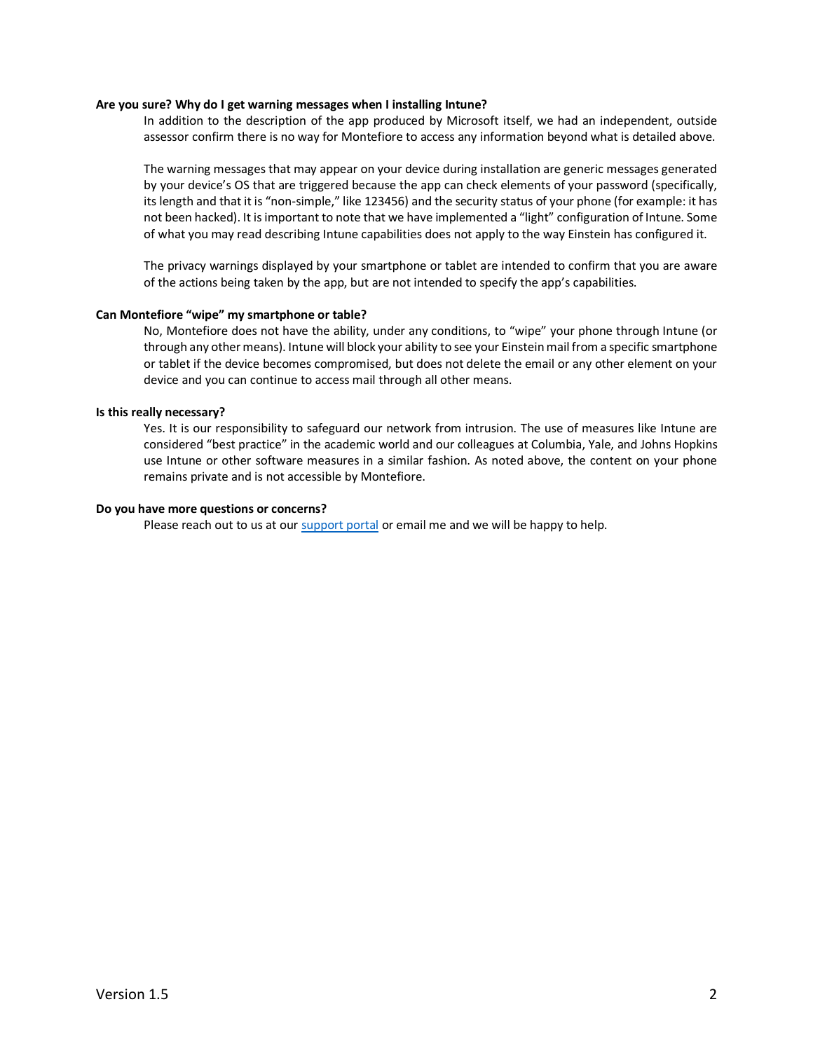**Are you sure? Why do I get warning messages when I installing Intune?**

In addition to the description of the app produced by Microsoft itself, we had an independent, outside assessor confirm there is no way for Montefiore to access any information beyond what is detailed above.

The warning messages that may appear on your device during installation are generic messages generated by your device's OS that are triggered because the app can check elements of your password (specifically, its length and that it is "non-simple," like 123456) and the security status of your phone (for example: it has not been hacked). It is important to note that we have implemented a "light" configuration of Intune. Some of what you may read describing Intune capabilities does not apply to the way Einstein has configured it.

The privacy warnings displayed by your smartphone or tablet are intended to confirm that you are aware of the actions being taken by the app, but are not intended to specify the app's capabilities.

**Can Montefiore "wipe" my smartphone or table?**

No, Montefiore does not have the ability, under any conditions, to "wipe" your phone through Intune (or through any other means). Intune will block your ability to see your Einstein mail from a specific smartphone or tablet if the device becomes compromised, but does not delete the email or any other element on your device and you can continue to access mail through all other means.

**Is this really necessary?**

Yes. It is our responsibility to safeguard our network from intrusion. The use of measures like Intune are considered "best practice" in the academic world and our colleagues at Columbia, Yale, and Johns Hopkins use Intune or other software measures in a similar fashion. As noted above, the content on your phone remains private and is not accessible by Montefiore.

**Do you have more questions or concerns?**

Please reach out to us at our support portal or email me and we will be happy to help.

Version 1.5